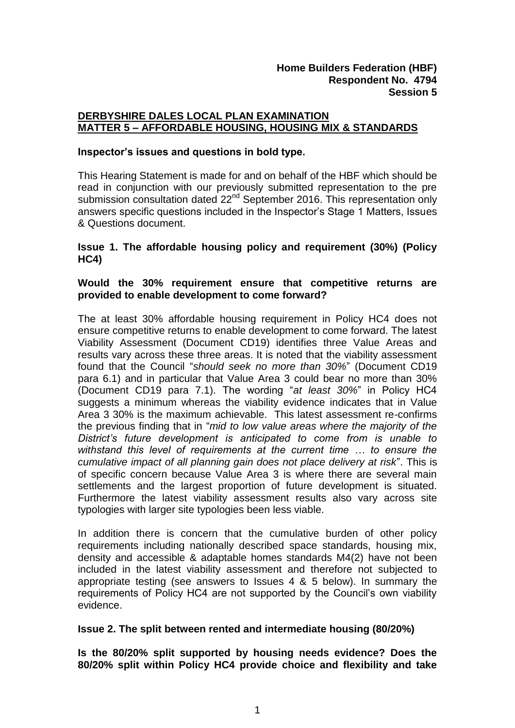**Home Builders Federation (HBF)**
**Respondent No. 4794**
**Session 5**

**DERBYSHIRE DALES LOCAL PLAN EXAMINATION**
**MATTER 5 – AFFORDABLE HOUSING, HOUSING MIX & STANDARDS**

**Inspector's issues and questions in bold type.**

This Hearing Statement is made for and on behalf of the HBF which should be read in conjunction with our previously submitted representation to the pre submission consultation dated 22nd September 2016. This representation only answers specific questions included in the Inspector's Stage 1 Matters, Issues & Questions document.

**Issue 1. The affordable housing policy and requirement (30%) (Policy HC4)**

**Would the 30% requirement ensure that competitive returns are provided to enable development to come forward?**

The at least 30% affordable housing requirement in Policy HC4 does not ensure competitive returns to enable development to come forward. The latest Viability Assessment (Document CD19) identifies three Value Areas and results vary across these three areas. It is noted that the viability assessment found that the Council "*should seek no more than 30%*" (Document CD19 para 6.1) and in particular that Value Area 3 could bear no more than 30% (Document CD19 para 7.1). The wording "*at least 30%*" in Policy HC4 suggests a minimum whereas the viability evidence indicates that in Value Area 3 30% is the maximum achievable. This latest assessment re-confirms the previous finding that in "*mid to low value areas where the majority of the District's future development is anticipated to come from is unable to withstand this level of requirements at the current time … to ensure the cumulative impact of all planning gain does not place delivery at risk*". This is of specific concern because Value Area 3 is where there are several main settlements and the largest proportion of future development is situated. Furthermore the latest viability assessment results also vary across site typologies with larger site typologies been less viable.

In addition there is concern that the cumulative burden of other policy requirements including nationally described space standards, housing mix, density and accessible & adaptable homes standards M4(2) have not been included in the latest viability assessment and therefore not subjected to appropriate testing (see answers to Issues 4 & 5 below). In summary the requirements of Policy HC4 are not supported by the Council's own viability evidence.

**Issue 2. The split between rented and intermediate housing (80/20%)**

**Is the 80/20% split supported by housing needs evidence? Does the 80/20% split within Policy HC4 provide choice and flexibility and take**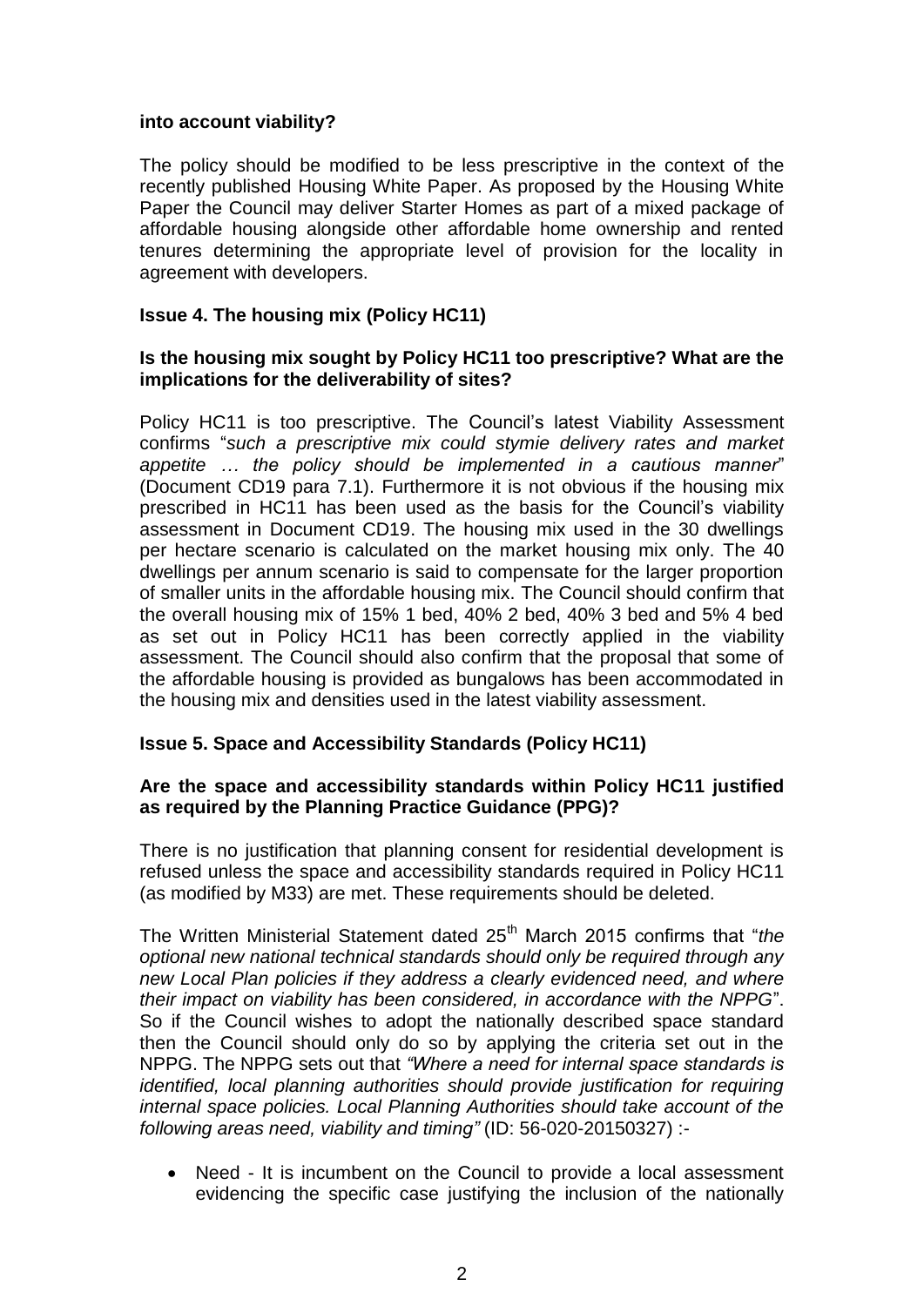**into account viability?**

The policy should be modified to be less prescriptive in the context of the recently published Housing White Paper. As proposed by the Housing White Paper the Council may deliver Starter Homes as part of a mixed package of affordable housing alongside other affordable home ownership and rented tenures determining the appropriate level of provision for the locality in agreement with developers.

**Issue 4. The housing mix (Policy HC11)**

**Is the housing mix sought by Policy HC11 too prescriptive? What are the implications for the deliverability of sites?**

Policy HC11 is too prescriptive. The Council's latest Viability Assessment confirms "*such a prescriptive mix could stymie delivery rates and market appetite … the policy should be implemented in a cautious manner*" (Document CD19 para 7.1). Furthermore it is not obvious if the housing mix prescribed in HC11 has been used as the basis for the Council's viability assessment in Document CD19. The housing mix used in the 30 dwellings per hectare scenario is calculated on the market housing mix only. The 40 dwellings per annum scenario is said to compensate for the larger proportion of smaller units in the affordable housing mix. The Council should confirm that the overall housing mix of 15% 1 bed, 40% 2 bed, 40% 3 bed and 5% 4 bed as set out in Policy HC11 has been correctly applied in the viability assessment. The Council should also confirm that the proposal that some of the affordable housing is provided as bungalows has been accommodated in the housing mix and densities used in the latest viability assessment.

**Issue 5. Space and Accessibility Standards (Policy HC11)**

**Are the space and accessibility standards within Policy HC11 justified as required by the Planning Practice Guidance (PPG)?**

There is no justification that planning consent for residential development is refused unless the space and accessibility standards required in Policy HC11 (as modified by M33) are met. These requirements should be deleted.

The Written Ministerial Statement dated 25th March 2015 confirms that "*the optional new national technical standards should only be required through any new Local Plan policies if they address a clearly evidenced need, and where their impact on viability has been considered, in accordance with the NPPG*". So if the Council wishes to adopt the nationally described space standard then the Council should only do so by applying the criteria set out in the NPPG. The NPPG sets out that *"Where a need for internal space standards is identified, local planning authorities should provide justification for requiring internal space policies. Local Planning Authorities should take account of the following areas need, viability and timing"* (ID: 56-020-20150327) :-

- Need - It is incumbent on the Council to provide a local assessment evidencing the specific case justifying the inclusion of the nationally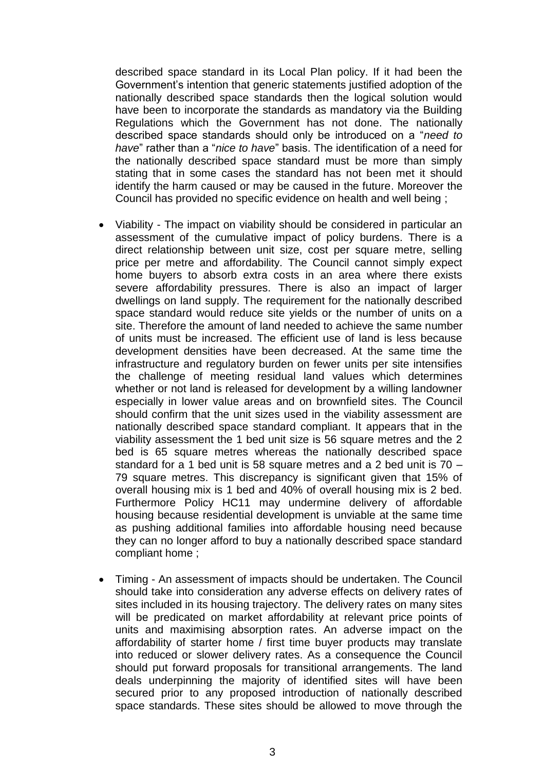described space standard in its Local Plan policy. If it had been the Government's intention that generic statements justified adoption of the nationally described space standards then the logical solution would have been to incorporate the standards as mandatory via the Building Regulations which the Government has not done. The nationally described space standards should only be introduced on a "*need to have*" rather than a "*nice to have*" basis. The identification of a need for the nationally described space standard must be more than simply stating that in some cases the standard has not been met it should identify the harm caused or may be caused in the future. Moreover the Council has provided no specific evidence on health and well being ;

- Viability - The impact on viability should be considered in particular an assessment of the cumulative impact of policy burdens. There is a direct relationship between unit size, cost per square metre, selling price per metre and affordability. The Council cannot simply expect home buyers to absorb extra costs in an area where there exists severe affordability pressures. There is also an impact of larger dwellings on land supply. The requirement for the nationally described space standard would reduce site yields or the number of units on a site. Therefore the amount of land needed to achieve the same number of units must be increased. The efficient use of land is less because development densities have been decreased. At the same time the infrastructure and regulatory burden on fewer units per site intensifies the challenge of meeting residual land values which determines whether or not land is released for development by a willing landowner especially in lower value areas and on brownfield sites. The Council should confirm that the unit sizes used in the viability assessment are nationally described space standard compliant. It appears that in the viability assessment the 1 bed unit size is 56 square metres and the 2 bed is 65 square metres whereas the nationally described space standard for a 1 bed unit is 58 square metres and a 2 bed unit is 70 – 79 square metres. This discrepancy is significant given that 15% of overall housing mix is 1 bed and 40% of overall housing mix is 2 bed. Furthermore Policy HC11 may undermine delivery of affordable housing because residential development is unviable at the same time as pushing additional families into affordable housing need because they can no longer afford to buy a nationally described space standard compliant home ;

- Timing - An assessment of impacts should be undertaken. The Council should take into consideration any adverse effects on delivery rates of sites included in its housing trajectory. The delivery rates on many sites will be predicated on market affordability at relevant price points of units and maximising absorption rates. An adverse impact on the affordability of starter home / first time buyer products may translate into reduced or slower delivery rates. As a consequence the Council should put forward proposals for transitional arrangements. The land deals underpinning the majority of identified sites will have been secured prior to any proposed introduction of nationally described space standards. These sites should be allowed to move through the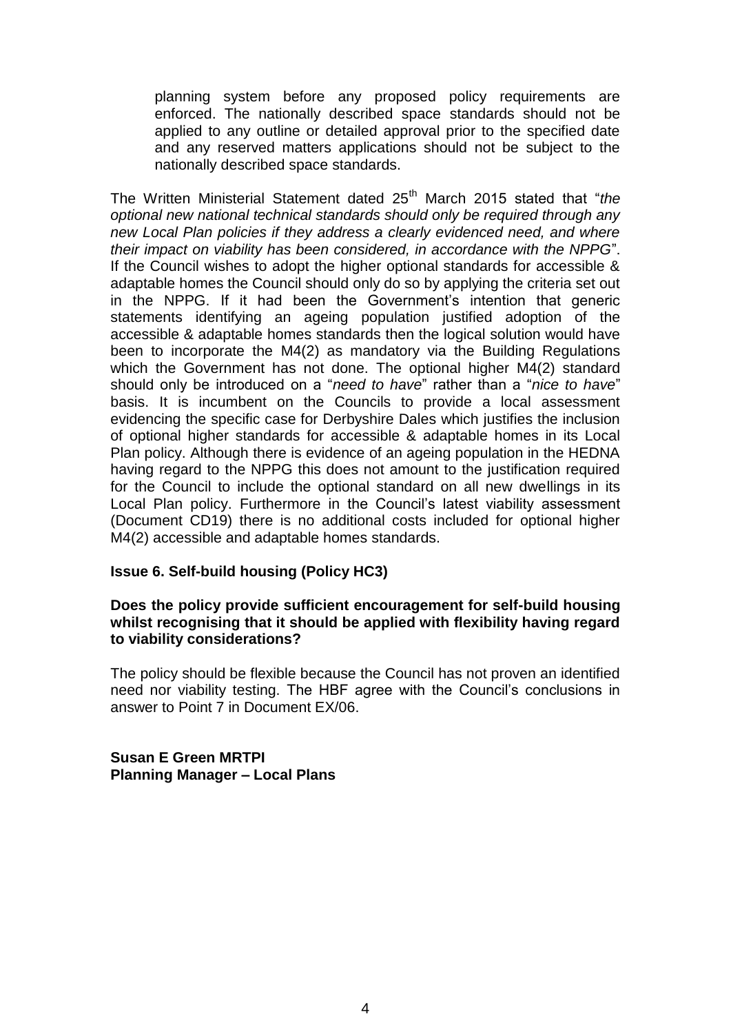planning system before any proposed policy requirements are enforced. The nationally described space standards should not be applied to any outline or detailed approval prior to the specified date and any reserved matters applications should not be subject to the nationally described space standards.

The Written Ministerial Statement dated 25th March 2015 stated that "*the optional new national technical standards should only be required through any new Local Plan policies if they address a clearly evidenced need, and where their impact on viability has been considered, in accordance with the NPPG*". If the Council wishes to adopt the higher optional standards for accessible & adaptable homes the Council should only do so by applying the criteria set out in the NPPG. If it had been the Government's intention that generic statements identifying an ageing population justified adoption of the accessible & adaptable homes standards then the logical solution would have been to incorporate the M4(2) as mandatory via the Building Regulations which the Government has not done. The optional higher M4(2) standard should only be introduced on a "*need to have*" rather than a "*nice to have*" basis. It is incumbent on the Councils to provide a local assessment evidencing the specific case for Derbyshire Dales which justifies the inclusion of optional higher standards for accessible & adaptable homes in its Local Plan policy. Although there is evidence of an ageing population in the HEDNA having regard to the NPPG this does not amount to the justification required for the Council to include the optional standard on all new dwellings in its Local Plan policy. Furthermore in the Council's latest viability assessment (Document CD19) there is no additional costs included for optional higher M4(2) accessible and adaptable homes standards.

**Issue 6. Self-build housing (Policy HC3)**

**Does the policy provide sufficient encouragement for self-build housing whilst recognising that it should be applied with flexibility having regard to viability considerations?**

The policy should be flexible because the Council has not proven an identified need nor viability testing. The HBF agree with the Council's conclusions in answer to Point 7 in Document EX/06.

**Susan E Green MRTPI**
**Planning Manager – Local Plans**